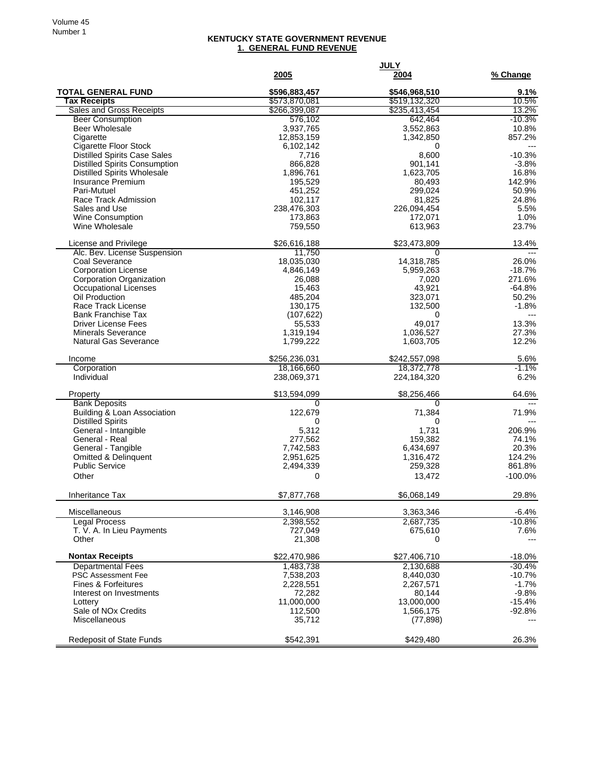# KENTUCKY STATE GOVERNMENT REVENUE

## 1. GENERAL FUND REVENUE

| | JULY | | |
|---|---|---|---|
| | **2005** | **2004** | **% Change** |
| **TOTAL GENERAL FUND** | **$596,883,457** | **$546,968,510** | **9.1%** |
| **Tax Receipts** | $573,870,081 | $519,132,320 | 10.5% |
| Sales and Gross Receipts | $266,399,087 | $235,413,454 | 13.2% |
| Beer Consumption | 576,102 | 642,464 | -10.3% |
| Beer Wholesale | 3,937,765 | 3,552,863 | 10.8% |
| Cigarette | 12,853,159 | 1,342,850 | 857.2% |
| Cigarette Floor Stock | 6,102,142 | 0 | --- |
| Distilled Spirits Case Sales | 7,716 | 8,600 | -10.3% |
| Distilled Spirits Consumption | 866,828 | 901,141 | -3.8% |
| Distilled Spirits Wholesale | 1,896,761 | 1,623,705 | 16.8% |
| Insurance Premium | 195,529 | 80,493 | 142.9% |
| Pari-Mutuel | 451,252 | 299,024 | 50.9% |
| Race Track Admission | 102,117 | 81,825 | 24.8% |
| Sales and Use | 238,476,303 | 226,094,454 | 5.5% |
| Wine Consumption | 173,863 | 172,071 | 1.0% |
| Wine Wholesale | 759,550 | 613,963 | 23.7% |
| | | | |
| License and Privilege | $26,616,188 | $23,473,809 | 13.4% |
| Alc. Bev. License Suspension | 11,750 | 0 | --- |
| Coal Severance | 18,035,030 | 14,318,785 | 26.0% |
| Corporation License | 4,846,149 | 5,959,263 | -18.7% |
| Corporation Organization | 26,088 | 7,020 | 271.6% |
| Occupational Licenses | 15,463 | 43,921 | -64.8% |
| Oil Production | 485,204 | 323,071 | 50.2% |
| Race Track License | 130,175 | 132,500 | -1.8% |
| Bank Franchise Tax | (107,622) | 0 | --- |
| Driver License Fees | 55,533 | 49,017 | 13.3% |
| Minerals Severance | 1,319,194 | 1,036,527 | 27.3% |
| Natural Gas Severance | 1,799,222 | 1,603,705 | 12.2% |
| | | | |
| Income | $256,236,031 | $242,557,098 | 5.6% |
| Corporation | 18,166,660 | 18,372,778 | -1.1% |
| Individual | 238,069,371 | 224,184,320 | 6.2% |
| | | | |
| Property | $13,594,099 | $8,256,466 | 64.6% |
| Bank Deposits | 0 | 0 | --- |
| Building & Loan Association | 122,679 | 71,384 | 71.9% |
| Distilled Spirits | 0 | 0 | --- |
| General - Intangible | 5,312 | 1,731 | 206.9% |
| General - Real | 277,562 | 159,382 | 74.1% |
| General - Tangible | 7,742,583 | 6,434,697 | 20.3% |
| Omitted & Delinquent | 2,951,625 | 1,316,472 | 124.2% |
| Public Service | 2,494,339 | 259,328 | 861.8% |
| Other | 0 | 13,472 | -100.0% |
| | | | |
| Inheritance Tax | $7,877,768 | $6,068,149 | 29.8% |
| | | | |
| Miscellaneous | 3,146,908 | 3,363,346 | -6.4% |
| Legal Process | 2,398,552 | 2,687,735 | -10.8% |
| T. V. A. In Lieu Payments | 727,049 | 675,610 | 7.6% |
| Other | 21,308 | 0 | --- |
| | | | |
| **Nontax Receipts** | $22,470,986 | $27,406,710 | -18.0% |
| Departmental Fees | 1,483,738 | 2,130,688 | -30.4% |
| PSC Assessment Fee | 7,538,203 | 8,440,030 | -10.7% |
| Fines & Forfeitures | 2,228,551 | 2,267,571 | -1.7% |
| Interest on Investments | 72,282 | 80,144 | -9.8% |
| Lottery | 11,000,000 | 13,000,000 | -15.4% |
| Sale of NOx Credits | 112,500 | 1,566,175 | -92.8% |
| Miscellaneous | 35,712 | (77,898) | --- |
| | | | |
| Redeposit of State Funds | $542,391 | $429,480 | 26.3% |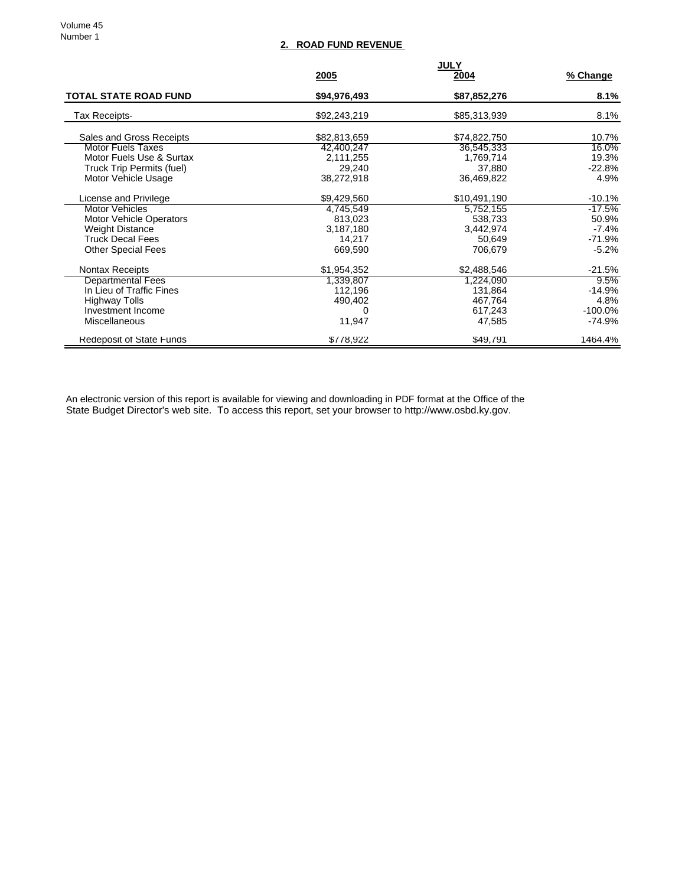## 2. ROAD FUND REVENUE

| | JULY | | |
|---|---|---|---|
| | 2005 | 2004 | % Change |
| **TOTAL STATE ROAD FUND** | **$94,976,493** | **$87,852,276** | **8.1%** |
| Tax Receipts- | $92,243,219 | $85,313,939 | 8.1% |
| Sales and Gross Receipts | $82,813,659 | $74,822,750 | 10.7% |
| Motor Fuels Taxes | 42,400,247 | 36,545,333 | 16.0% |
| Motor Fuels Use & Surtax | 2,111,255 | 1,769,714 | 19.3% |
| Truck Trip Permits (fuel) | 29,240 | 37,880 | -22.8% |
| Motor Vehicle Usage | 38,272,918 | 36,469,822 | 4.9% |
| License and Privilege | $9,429,560 | $10,491,190 | -10.1% |
| Motor Vehicles | 4,745,549 | 5,752,155 | -17.5% |
| Motor Vehicle Operators | 813,023 | 538,733 | 50.9% |
| Weight Distance | 3,187,180 | 3,442,974 | -7.4% |
| Truck Decal Fees | 14,217 | 50,649 | -71.9% |
| Other Special Fees | 669,590 | 706,679 | -5.2% |
| Nontax Receipts | $1,954,352 | $2,488,546 | -21.5% |
| Departmental Fees | 1,339,807 | 1,224,090 | 9.5% |
| In Lieu of Traffic Fines | 112,196 | 131,864 | -14.9% |
| Highway Tolls | 490,402 | 467,764 | 4.8% |
| Investment Income | 0 | 617,243 | -100.0% |
| Miscellaneous | 11,947 | 47,585 | -74.9% |
| Redeposit of State Funds | $778,922 | $49,791 | 1464.4% |

An electronic version of this report is available for viewing and downloading in PDF format at the Office of the State Budget Director's web site. To access this report, set your browser to http://www.osbd.ky.gov.